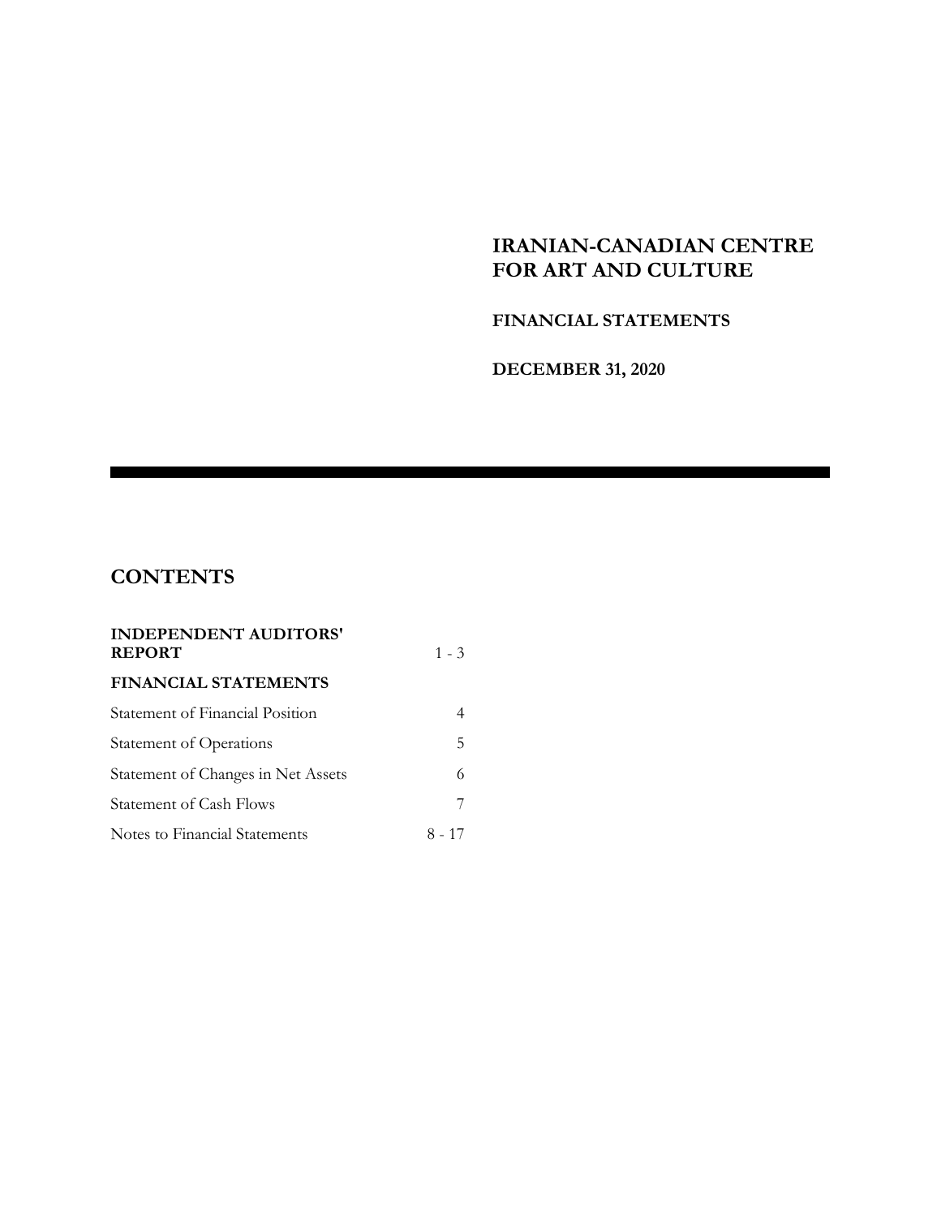# IRANIAN-CANADIAN CENTRE FOR ART AND CULTURE

## FINANCIAL STATEMENTS

## DECEMBER 31, 2020

---

## CONTENTS

| | |
|---|---|
| **INDEPENDENT AUDITORS' REPORT** | 1 - 3 |
| **FINANCIAL STATEMENTS** | |
| Statement of Financial Position | 4 |
| Statement of Operations | 5 |
| Statement of Changes in Net Assets | 6 |
| Statement of Cash Flows | 7 |
| Notes to Financial Statements | 8 - 17 |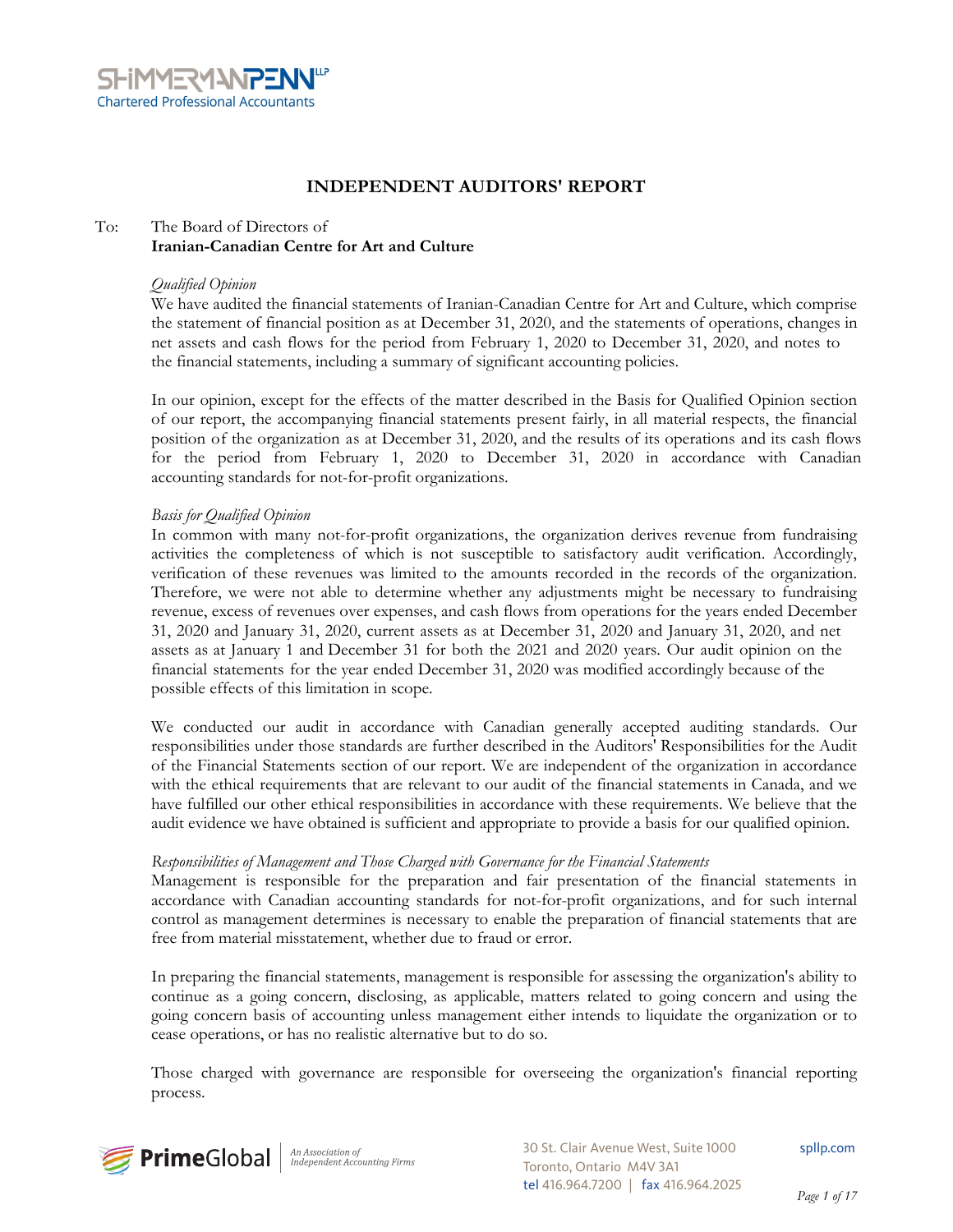# INDEPENDENT AUDITORS' REPORT

To: The Board of Directors of
**Iranian-Canadian Centre for Art and Culture**

*Qualified Opinion*

We have audited the financial statements of Iranian-Canadian Centre for Art and Culture, which comprise the statement of financial position as at December 31, 2020, and the statements of operations, changes in net assets and cash flows for the period from February 1, 2020 to December 31, 2020, and notes to the financial statements, including a summary of significant accounting policies.

In our opinion, except for the effects of the matter described in the Basis for Qualified Opinion section of our report, the accompanying financial statements present fairly, in all material respects, the financial position of the organization as at December 31, 2020, and the results of its operations and its cash flows for the period from February 1, 2020 to December 31, 2020 in accordance with Canadian accounting standards for not-for-profit organizations.

*Basis for Qualified Opinion*

In common with many not-for-profit organizations, the organization derives revenue from fundraising activities the completeness of which is not susceptible to satisfactory audit verification. Accordingly, verification of these revenues was limited to the amounts recorded in the records of the organization. Therefore, we were not able to determine whether any adjustments might be necessary to fundraising revenue, excess of revenues over expenses, and cash flows from operations for the years ended December 31, 2020 and January 31, 2020, current assets as at December 31, 2020 and January 31, 2020, and net assets as at January 1 and December 31 for both the 2021 and 2020 years. Our audit opinion on the financial statements for the year ended December 31, 2020 was modified accordingly because of the possible effects of this limitation in scope.

We conducted our audit in accordance with Canadian generally accepted auditing standards. Our responsibilities under those standards are further described in the Auditors' Responsibilities for the Audit of the Financial Statements section of our report. We are independent of the organization in accordance with the ethical requirements that are relevant to our audit of the financial statements in Canada, and we have fulfilled our other ethical responsibilities in accordance with these requirements. We believe that the audit evidence we have obtained is sufficient and appropriate to provide a basis for our qualified opinion.

*Responsibilities of Management and Those Charged with Governance for the Financial Statements*

Management is responsible for the preparation and fair presentation of the financial statements in accordance with Canadian accounting standards for not-for-profit organizations, and for such internal control as management determines is necessary to enable the preparation of financial statements that are free from material misstatement, whether due to fraud or error.

In preparing the financial statements, management is responsible for assessing the organization's ability to continue as a going concern, disclosing, as applicable, matters related to going concern and using the going concern basis of accounting unless management either intends to liquidate the organization or to cease operations, or has no realistic alternative but to do so.

Those charged with governance are responsible for overseeing the organization's financial reporting process.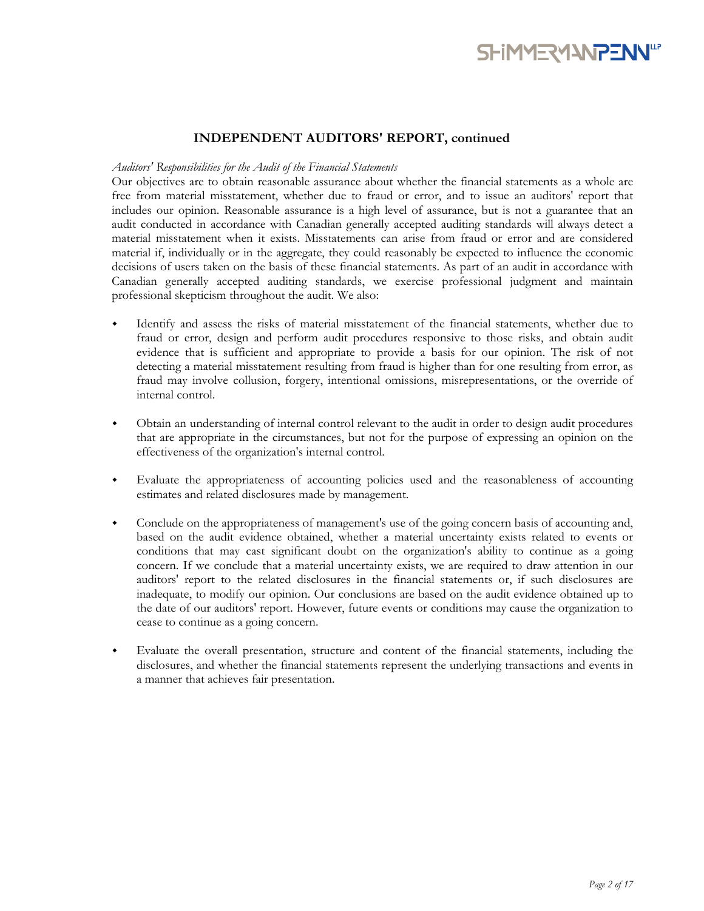## INDEPENDENT AUDITORS' REPORT, continued

*Auditors' Responsibilities for the Audit of the Financial Statements*

Our objectives are to obtain reasonable assurance about whether the financial statements as a whole are free from material misstatement, whether due to fraud or error, and to issue an auditors' report that includes our opinion. Reasonable assurance is a high level of assurance, but is not a guarantee that an audit conducted in accordance with Canadian generally accepted auditing standards will always detect a material misstatement when it exists. Misstatements can arise from fraud or error and are considered material if, individually or in the aggregate, they could reasonably be expected to influence the economic decisions of users taken on the basis of these financial statements. As part of an audit in accordance with Canadian generally accepted auditing standards, we exercise professional judgment and maintain professional skepticism throughout the audit. We also:

- Identify and assess the risks of material misstatement of the financial statements, whether due to fraud or error, design and perform audit procedures responsive to those risks, and obtain audit evidence that is sufficient and appropriate to provide a basis for our opinion. The risk of not detecting a material misstatement resulting from fraud is higher than for one resulting from error, as fraud may involve collusion, forgery, intentional omissions, misrepresentations, or the override of internal control.

- Obtain an understanding of internal control relevant to the audit in order to design audit procedures that are appropriate in the circumstances, but not for the purpose of expressing an opinion on the effectiveness of the organization's internal control.

- Evaluate the appropriateness of accounting policies used and the reasonableness of accounting estimates and related disclosures made by management.

- Conclude on the appropriateness of management's use of the going concern basis of accounting and, based on the audit evidence obtained, whether a material uncertainty exists related to events or conditions that may cast significant doubt on the organization's ability to continue as a going concern. If we conclude that a material uncertainty exists, we are required to draw attention in our auditors' report to the related disclosures in the financial statements or, if such disclosures are inadequate, to modify our opinion. Our conclusions are based on the audit evidence obtained up to the date of our auditors' report. However, future events or conditions may cause the organization to cease to continue as a going concern.

- Evaluate the overall presentation, structure and content of the financial statements, including the disclosures, and whether the financial statements represent the underlying transactions and events in a manner that achieves fair presentation.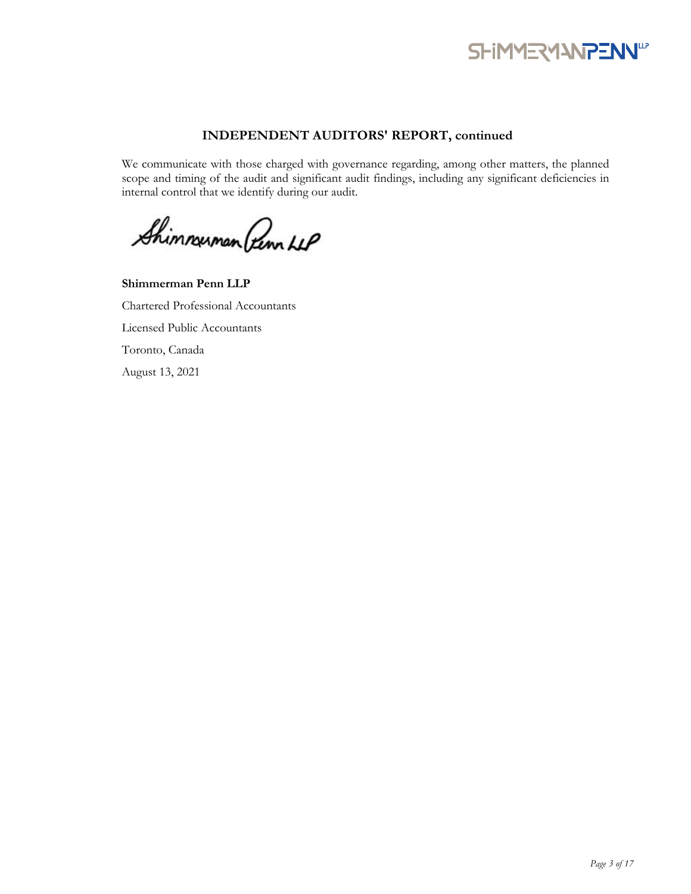## INDEPENDENT AUDITORS' REPORT, continued

We communicate with those charged with governance regarding, among other matters, the planned scope and timing of the audit and significant audit findings, including any significant deficiencies in internal control that we identify during our audit.

**Shimmerman Penn LLP**

Chartered Professional Accountants

Licensed Public Accountants

Toronto, Canada

August 13, 2021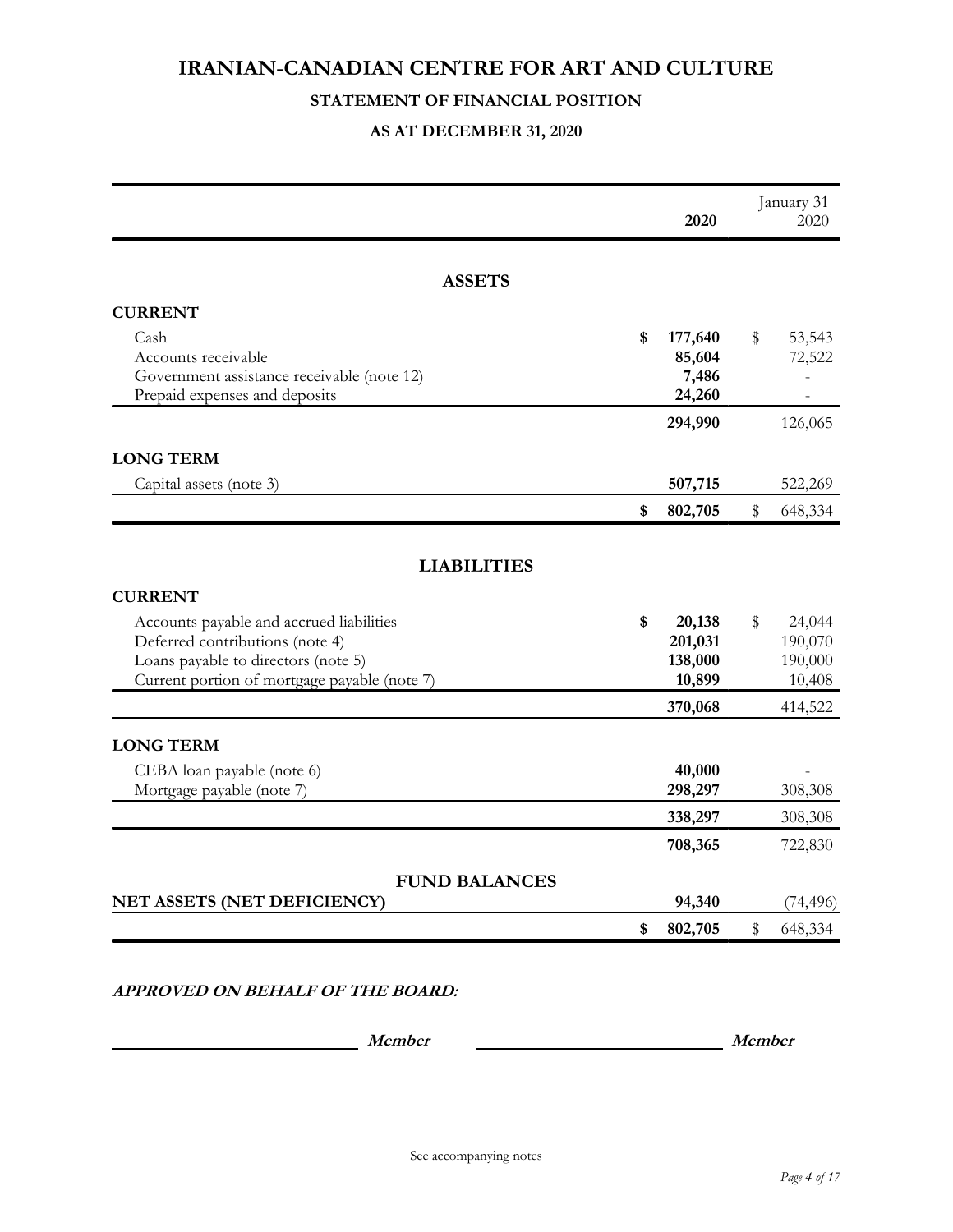# IRANIAN-CANADIAN CENTRE FOR ART AND CULTURE

## STATEMENT OF FINANCIAL POSITION

### AS AT DECEMBER 31, 2020

| | 2020 | January 31 2020 |
|---|---|---|
| **ASSETS** | | |
| **CURRENT** | | |
| Cash | **$ 177,640** | $ 53,543 |
| Accounts receivable | **85,604** | 72,522 |
| Government assistance receivable (note 12) | **7,486** | - |
| Prepaid expenses and deposits | **24,260** | - |
| | **294,990** | 126,065 |
| **LONG TERM** | | |
| Capital assets (note 3) | **507,715** | 522,269 |
| | **$ 802,705** | $ 648,334 |
| **LIABILITIES** | | |
| **CURRENT** | | |
| Accounts payable and accrued liabilities | **$ 20,138** | $ 24,044 |
| Deferred contributions (note 4) | **201,031** | 190,070 |
| Loans payable to directors (note 5) | **138,000** | 190,000 |
| Current portion of mortgage payable (note 7) | **10,899** | 10,408 |
| | **370,068** | 414,522 |
| **LONG TERM** | | |
| CEBA loan payable (note 6) | **40,000** | - |
| Mortgage payable (note 7) | **298,297** | 308,308 |
| | **338,297** | 308,308 |
| | **708,365** | 722,830 |
| **FUND BALANCES** | | |
| **NET ASSETS (NET DEFICIENCY)** | **94,340** | (74,496) |
| | **$ 802,705** | $ 648,334 |

***APPROVED ON BEHALF OF THE BOARD:***

\_\_\_\_\_\_\_\_\_\_\_\_\_\_\_\_\_\_\_\_\_\_\_\_\_\_ ***Member*** \_\_\_\_\_\_\_\_\_\_\_\_\_\_\_\_\_\_\_\_\_\_\_\_\_\_ ***Member***

See accompanying notes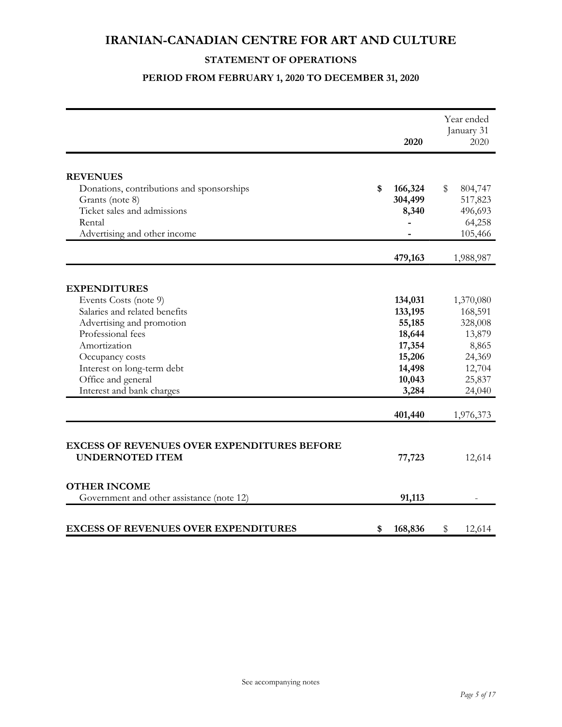# IRANIAN-CANADIAN CENTRE FOR ART AND CULTURE

## STATEMENT OF OPERATIONS

### PERIOD FROM FEBRUARY 1, 2020 TO DECEMBER 31, 2020

| | 2020 | Year ended January 31 2020 |
|---|---|---|
| **REVENUES** | | |
| Donations, contributions and sponsorships | **$ 166,324** | $ 804,747 |
| Grants (note 8) | **304,499** | 517,823 |
| Ticket sales and admissions | **8,340** | 496,693 |
| Rental | **-** | 64,258 |
| Advertising and other income | **-** | 105,466 |
| | **479,163** | 1,988,987 |
| **EXPENDITURES** | | |
| Events Costs (note 9) | **134,031** | 1,370,080 |
| Salaries and related benefits | **133,195** | 168,591 |
| Advertising and promotion | **55,185** | 328,008 |
| Professional fees | **18,644** | 13,879 |
| Amortization | **17,354** | 8,865 |
| Occupancy costs | **15,206** | 24,369 |
| Interest on long-term debt | **14,498** | 12,704 |
| Office and general | **10,043** | 25,837 |
| Interest and bank charges | **3,284** | 24,040 |
| | **401,440** | 1,976,373 |
| **EXCESS OF REVENUES OVER EXPENDITURES BEFORE UNDERNOTED ITEM** | **77,723** | 12,614 |
| **OTHER INCOME** | | |
| Government and other assistance (note 12) | **91,113** | - |
| **EXCESS OF REVENUES OVER EXPENDITURES** | **$ 168,836** | $ 12,614 |

See accompanying notes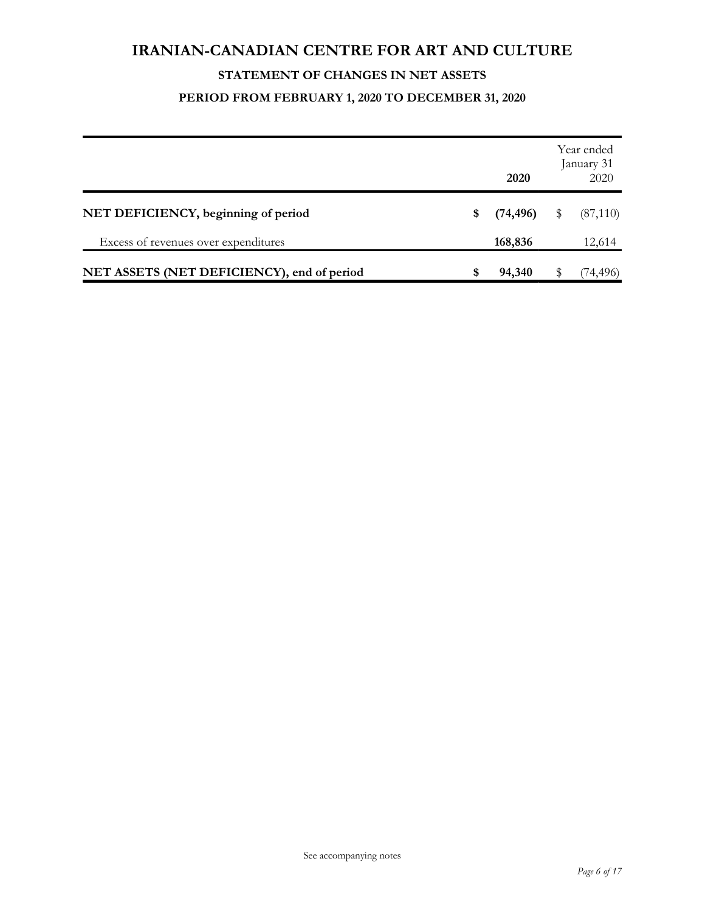# IRANIAN-CANADIAN CENTRE FOR ART AND CULTURE

## STATEMENT OF CHANGES IN NET ASSETS

### PERIOD FROM FEBRUARY 1, 2020 TO DECEMBER 31, 2020

| | **2020** | Year ended January 31 2020 |
|---|---|---|
| **NET DEFICIENCY, beginning of period** | **$ (74,496)** | $ (87,110) |
| Excess of revenues over expenditures | **168,836** | 12,614 |
| **NET ASSETS (NET DEFICIENCY), end of period** | **$ 94,340** | $ (74,496) |

See accompanying notes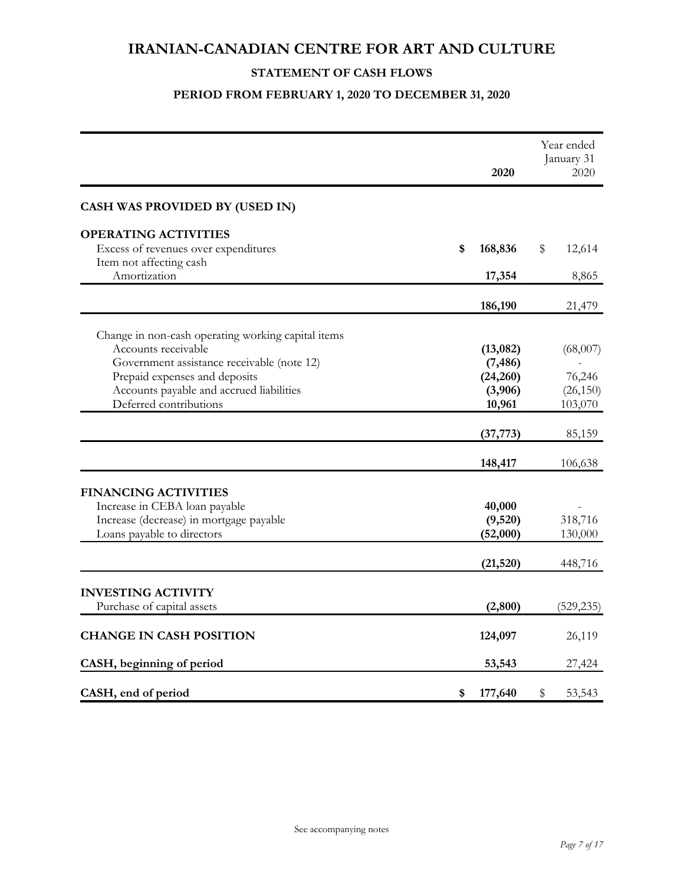# IRANIAN-CANADIAN CENTRE FOR ART AND CULTURE

## STATEMENT OF CASH FLOWS

### PERIOD FROM FEBRUARY 1, 2020 TO DECEMBER 31, 2020

| | 2020 | Year ended January 31 2020 |
|---|---|---|
| **CASH WAS PROVIDED BY (USED IN)** | | |
| **OPERATING ACTIVITIES** | | |
| Excess of revenues over expenditures | **$ 168,836** | $ 12,614 |
| Item not affecting cash | | |
| Amortization | **17,354** | 8,865 |
| | **186,190** | 21,479 |
| Change in non-cash operating working capital items | | |
| Accounts receivable | **(13,082)** | (68,007) |
| Government assistance receivable (note 12) | **(7,486)** | - |
| Prepaid expenses and deposits | **(24,260)** | 76,246 |
| Accounts payable and accrued liabilities | **(3,906)** | (26,150) |
| Deferred contributions | **10,961** | 103,070 |
| | **(37,773)** | 85,159 |
| | **148,417** | 106,638 |
| **FINANCING ACTIVITIES** | | |
| Increase in CEBA loan payable | **40,000** | - |
| Increase (decrease) in mortgage payable | **(9,520)** | 318,716 |
| Loans payable to directors | **(52,000)** | 130,000 |
| | **(21,520)** | 448,716 |
| **INVESTING ACTIVITY** | | |
| Purchase of capital assets | **(2,800)** | (529,235) |
| **CHANGE IN CASH POSITION** | **124,097** | 26,119 |
| **CASH, beginning of period** | **53,543** | 27,424 |
| **CASH, end of period** | **$ 177,640** | $ 53,543 |

See accompanying notes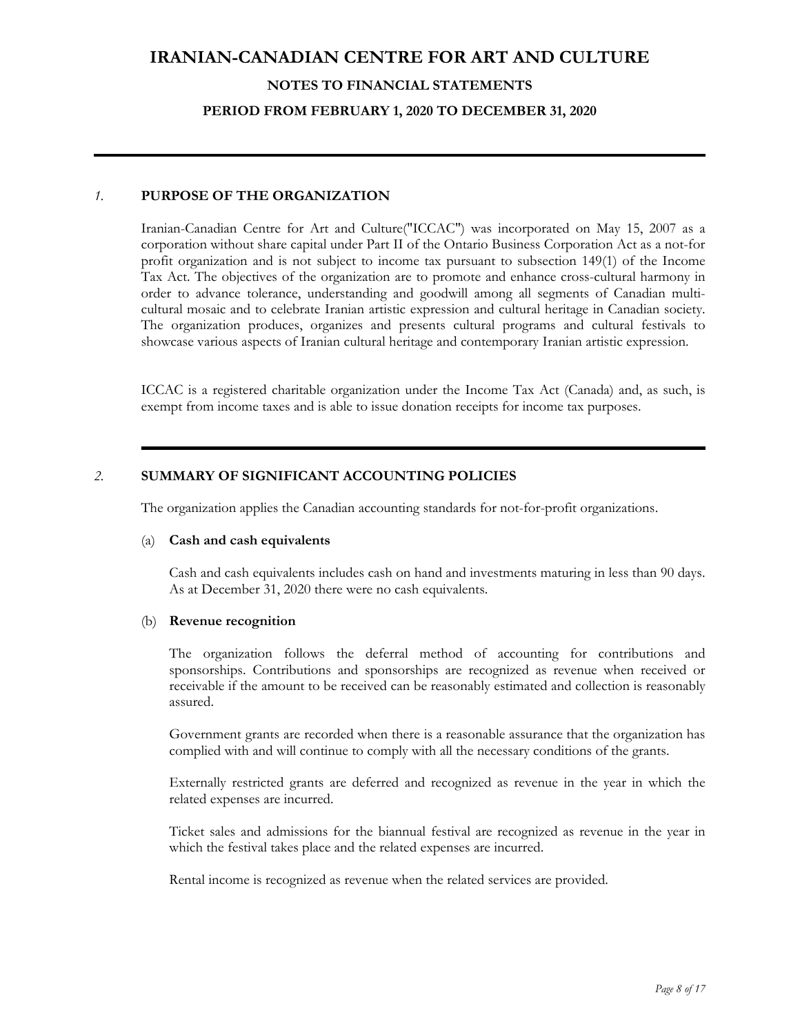# IRANIAN-CANADIAN CENTRE FOR ART AND CULTURE

## NOTES TO FINANCIAL STATEMENTS

### PERIOD FROM FEBRUARY 1, 2020 TO DECEMBER 31, 2020

## *1.* PURPOSE OF THE ORGANIZATION

Iranian-Canadian Centre for Art and Culture("ICCAC") was incorporated on May 15, 2007 as a corporation without share capital under Part II of the Ontario Business Corporation Act as a not-for profit organization and is not subject to income tax pursuant to subsection 149(1) of the Income Tax Act. The objectives of the organization are to promote and enhance cross-cultural harmony in order to advance tolerance, understanding and goodwill among all segments of Canadian multi-cultural mosaic and to celebrate Iranian artistic expression and cultural heritage in Canadian society. The organization produces, organizes and presents cultural programs and cultural festivals to showcase various aspects of Iranian cultural heritage and contemporary Iranian artistic expression.

ICCAC is a registered charitable organization under the Income Tax Act (Canada) and, as such, is exempt from income taxes and is able to issue donation receipts for income tax purposes.

## *2.* SUMMARY OF SIGNIFICANT ACCOUNTING POLICIES

The organization applies the Canadian accounting standards for not-for-profit organizations.

### (a) Cash and cash equivalents

Cash and cash equivalents includes cash on hand and investments maturing in less than 90 days. As at December 31, 2020 there were no cash equivalents.

### (b) Revenue recognition

The organization follows the deferral method of accounting for contributions and sponsorships. Contributions and sponsorships are recognized as revenue when received or receivable if the amount to be received can be reasonably estimated and collection is reasonably assured.

Government grants are recorded when there is a reasonable assurance that the organization has complied with and will continue to comply with all the necessary conditions of the grants.

Externally restricted grants are deferred and recognized as revenue in the year in which the related expenses are incurred.

Ticket sales and admissions for the biannual festival are recognized as revenue in the year in which the festival takes place and the related expenses are incurred.

Rental income is recognized as revenue when the related services are provided.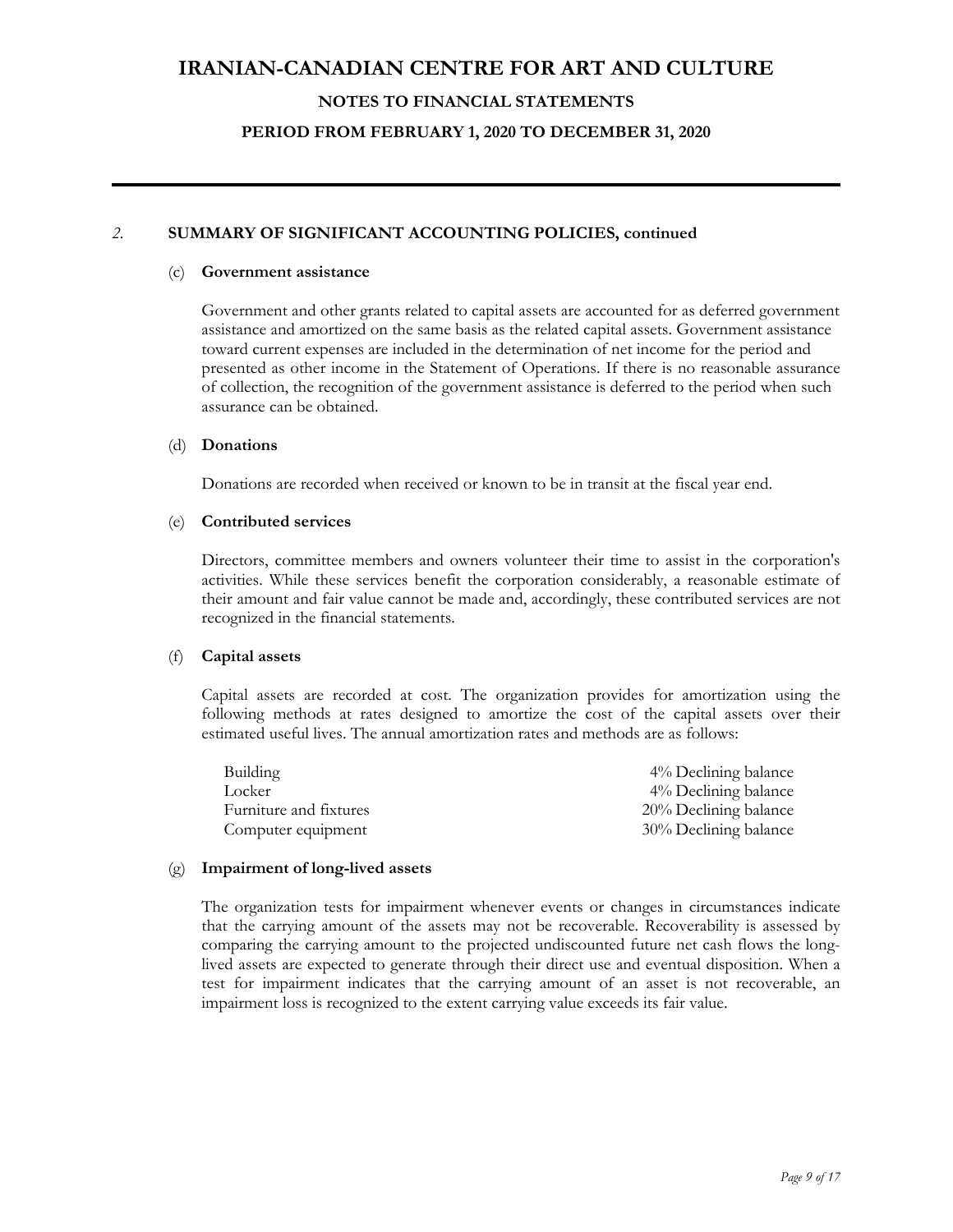# IRANIAN-CANADIAN CENTRE FOR ART AND CULTURE

## NOTES TO FINANCIAL STATEMENTS

## PERIOD FROM FEBRUARY 1, 2020 TO DECEMBER 31, 2020

*2.* **SUMMARY OF SIGNIFICANT ACCOUNTING POLICIES, continued**

(c) **Government assistance**

Government and other grants related to capital assets are accounted for as deferred government assistance and amortized on the same basis as the related capital assets. Government assistance toward current expenses are included in the determination of net income for the period and presented as other income in the Statement of Operations. If there is no reasonable assurance of collection, the recognition of the government assistance is deferred to the period when such assurance can be obtained.

(d) **Donations**

Donations are recorded when received or known to be in transit at the fiscal year end.

(e) **Contributed services**

Directors, committee members and owners volunteer their time to assist in the corporation's activities. While these services benefit the corporation considerably, a reasonable estimate of their amount and fair value cannot be made and, accordingly, these contributed services are not recognized in the financial statements.

(f) **Capital assets**

Capital assets are recorded at cost. The organization provides for amortization using the following methods at rates designed to amortize the cost of the capital assets over their estimated useful lives. The annual amortization rates and methods are as follows:

| | |
|---|---|
| Building | 4% Declining balance |
| Locker | 4% Declining balance |
| Furniture and fixtures | 20% Declining balance |
| Computer equipment | 30% Declining balance |

(g) **Impairment of long-lived assets**

The organization tests for impairment whenever events or changes in circumstances indicate that the carrying amount of the assets may not be recoverable. Recoverability is assessed by comparing the carrying amount to the projected undiscounted future net cash flows the long-lived assets are expected to generate through their direct use and eventual disposition. When a test for impairment indicates that the carrying amount of an asset is not recoverable, an impairment loss is recognized to the extent carrying value exceeds its fair value.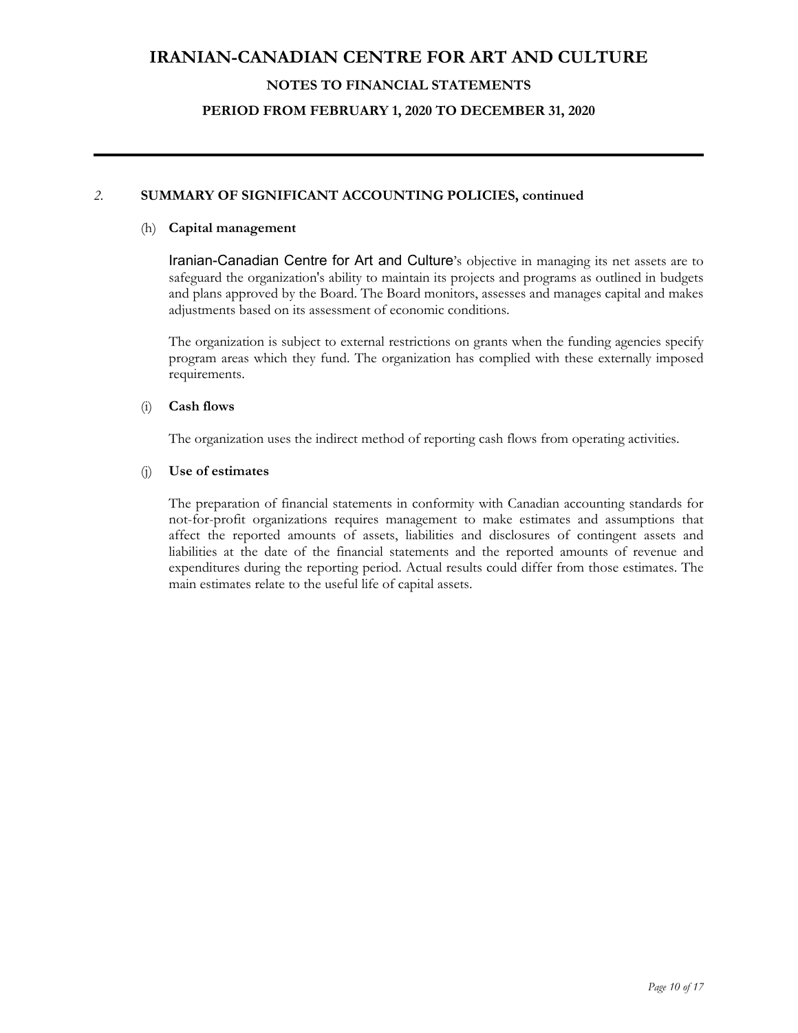## 2. SUMMARY OF SIGNIFICANT ACCOUNTING POLICIES, continued

### (h) Capital management

Iranian-Canadian Centre for Art and Culture's objective in managing its net assets are to safeguard the organization's ability to maintain its projects and programs as outlined in budgets and plans approved by the Board. The Board monitors, assesses and manages capital and makes adjustments based on its assessment of economic conditions.

The organization is subject to external restrictions on grants when the funding agencies specify program areas which they fund. The organization has complied with these externally imposed requirements.

### (i) Cash flows

The organization uses the indirect method of reporting cash flows from operating activities.

### (j) Use of estimates

The preparation of financial statements in conformity with Canadian accounting standards for not-for-profit organizations requires management to make estimates and assumptions that affect the reported amounts of assets, liabilities and disclosures of contingent assets and liabilities at the date of the financial statements and the reported amounts of revenue and expenditures during the reporting period. Actual results could differ from those estimates. The main estimates relate to the useful life of capital assets.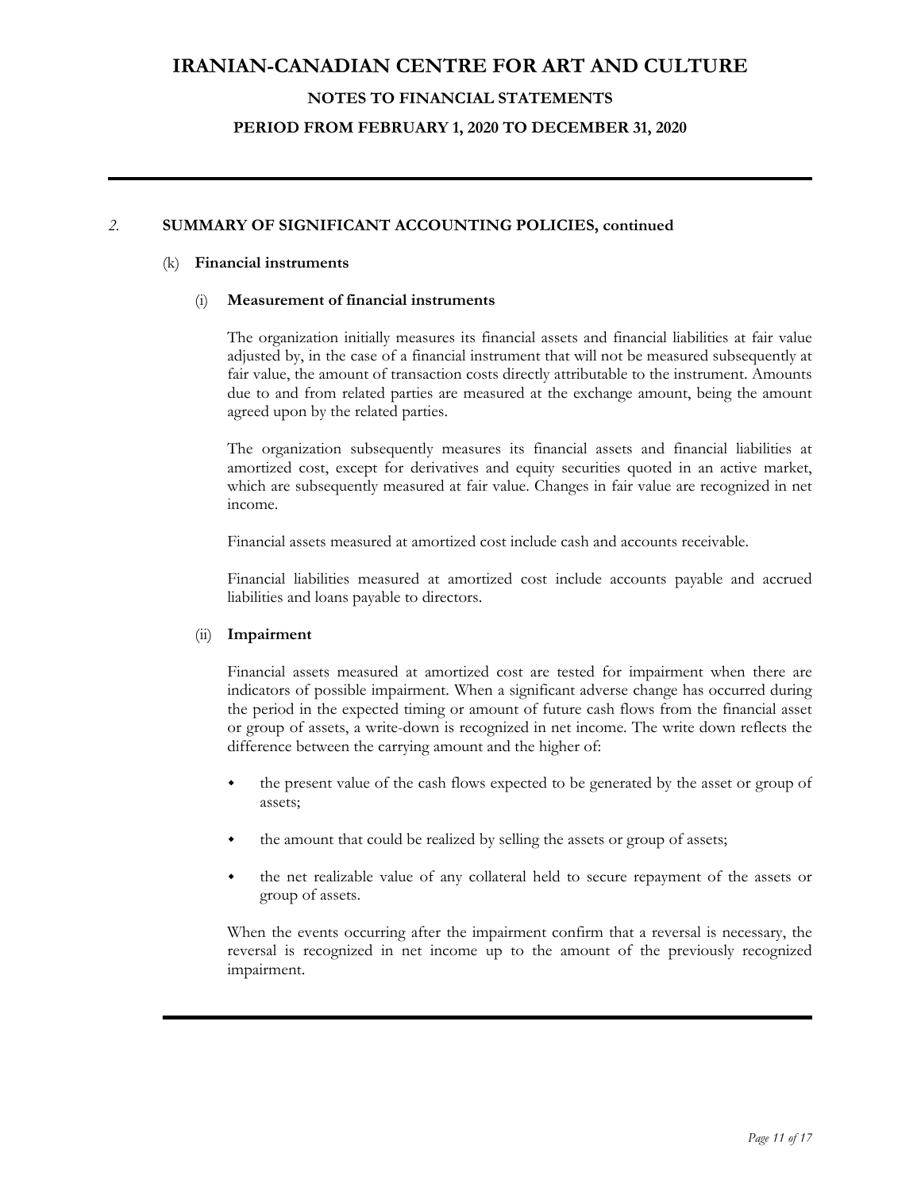## 2. SUMMARY OF SIGNIFICANT ACCOUNTING POLICIES, continued

### (k) Financial instruments

#### (i) Measurement of financial instruments

The organization initially measures its financial assets and financial liabilities at fair value adjusted by, in the case of a financial instrument that will not be measured subsequently at fair value, the amount of transaction costs directly attributable to the instrument. Amounts due to and from related parties are measured at the exchange amount, being the amount agreed upon by the related parties.

The organization subsequently measures its financial assets and financial liabilities at amortized cost, except for derivatives and equity securities quoted in an active market, which are subsequently measured at fair value. Changes in fair value are recognized in net income.

Financial assets measured at amortized cost include cash and accounts receivable.

Financial liabilities measured at amortized cost include accounts payable and accrued liabilities and loans payable to directors.

#### (ii) Impairment

Financial assets measured at amortized cost are tested for impairment when there are indicators of possible impairment. When a significant adverse change has occurred during the period in the expected timing or amount of future cash flows from the financial asset or group of assets, a write-down is recognized in net income. The write down reflects the difference between the carrying amount and the higher of:

- the present value of the cash flows expected to be generated by the asset or group of assets;
- the amount that could be realized by selling the assets or group of assets;
- the net realizable value of any collateral held to secure repayment of the assets or group of assets.

When the events occurring after the impairment confirm that a reversal is necessary, the reversal is recognized in net income up to the amount of the previously recognized impairment.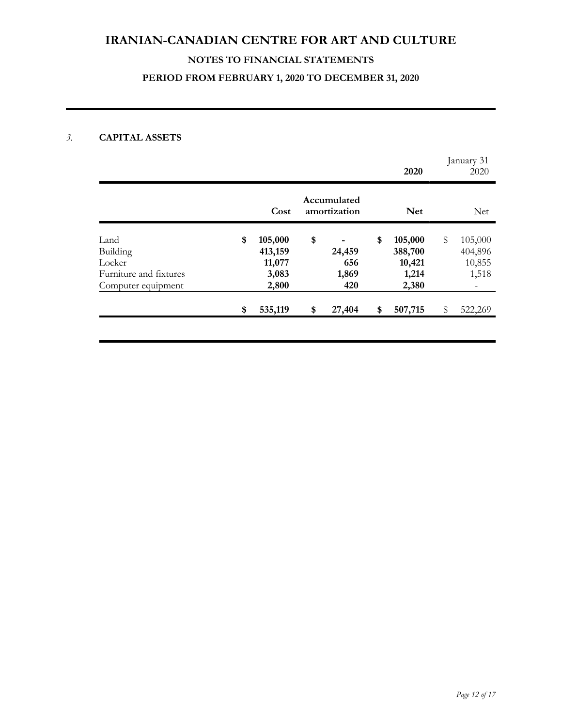# IRANIAN-CANADIAN CENTRE FOR ART AND CULTURE

## NOTES TO FINANCIAL STATEMENTS

## PERIOD FROM FEBRUARY 1, 2020 TO DECEMBER 31, 2020

### 3. CAPITAL ASSETS

| | | | 2020 | January 31 2020 |
|---|---|---|---|---|
| | **Cost** | **Accumulated amortization** | **Net** | Net |
| Land | **$ 105,000** | **$ -** | **$ 105,000** | $ 105,000 |
| Building | **413,159** | **24,459** | **388,700** | 404,896 |
| Locker | **11,077** | **656** | **10,421** | 10,855 |
| Furniture and fixtures | **3,083** | **1,869** | **1,214** | 1,518 |
| Computer equipment | **2,800** | **420** | **2,380** | - |
| | **$ 535,119** | **$ 27,404** | **$ 507,715** | $ 522,269 |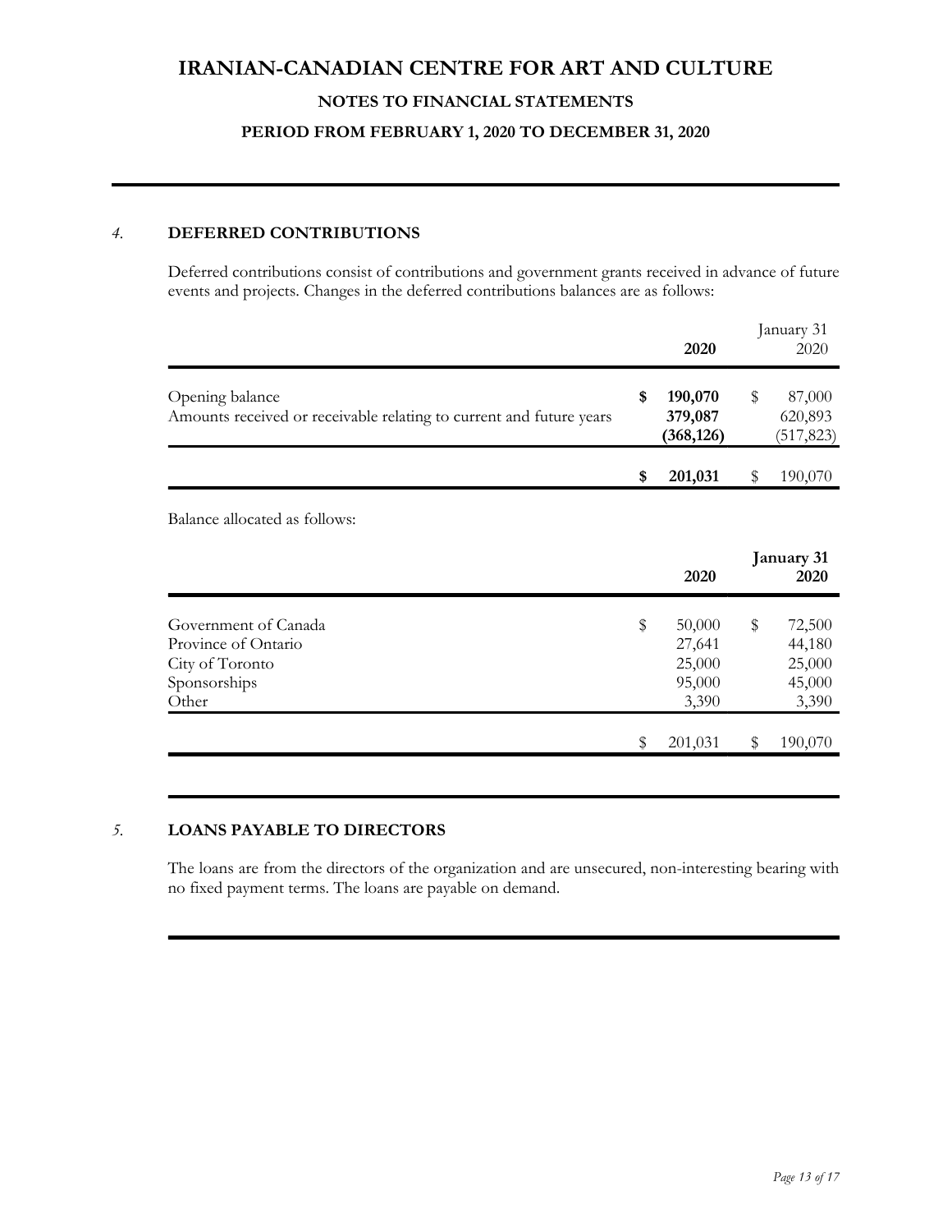# IRANIAN-CANADIAN CENTRE FOR ART AND CULTURE

## NOTES TO FINANCIAL STATEMENTS

### PERIOD FROM FEBRUARY 1, 2020 TO DECEMBER 31, 2020

*4.* **DEFERRED CONTRIBUTIONS**

Deferred contributions consist of contributions and government grants received in advance of future events and projects. Changes in the deferred contributions balances are as follows:

| | 2020 | January 31 2020 |
|---|---|---|
| Opening balance | **$ 190,070** | $ 87,000 |
| Amounts received or receivable relating to current and future years | **379,087** | 620,893 |
| | **(368,126)** | (517,823) |
| | **$ 201,031** | $ 190,070 |

Balance allocated as follows:

| | 2020 | January 31 2020 |
|---|---|---|
| Government of Canada | $ 50,000 | $ 72,500 |
| Province of Ontario | 27,641 | 44,180 |
| City of Toronto | 25,000 | 25,000 |
| Sponsorships | 95,000 | 45,000 |
| Other | 3,390 | 3,390 |
| | $ 201,031 | $ 190,070 |

*5.* **LOANS PAYABLE TO DIRECTORS**

The loans are from the directors of the organization and are unsecured, non-interesting bearing with no fixed payment terms. The loans are payable on demand.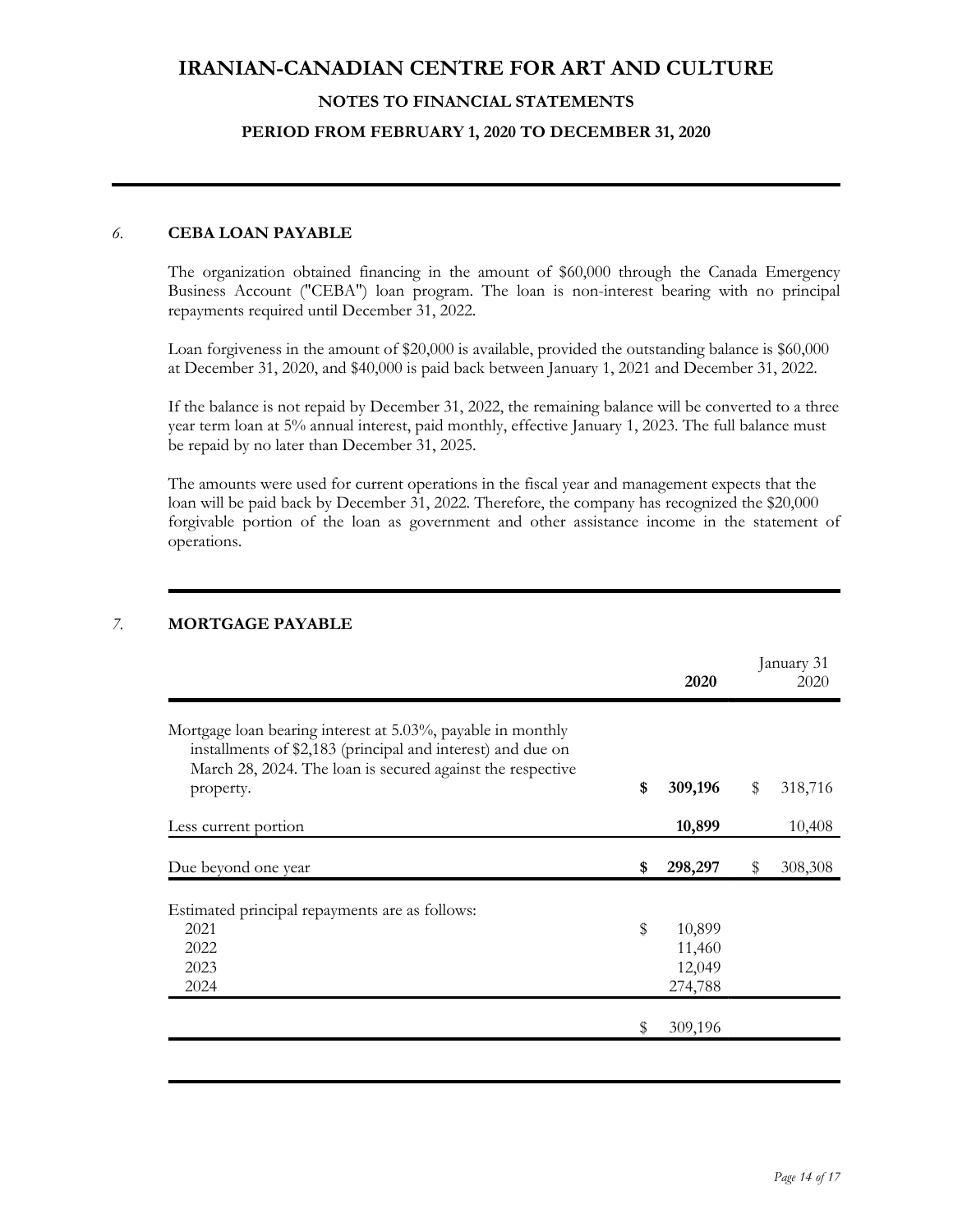# IRANIAN-CANADIAN CENTRE FOR ART AND CULTURE

## NOTES TO FINANCIAL STATEMENTS

## PERIOD FROM FEBRUARY 1, 2020 TO DECEMBER 31, 2020

### *6.* CEBA LOAN PAYABLE

The organization obtained financing in the amount of $60,000 through the Canada Emergency Business Account ("CEBA") loan program. The loan is non-interest bearing with no principal repayments required until December 31, 2022.

Loan forgiveness in the amount of $20,000 is available, provided the outstanding balance is $60,000 at December 31, 2020, and $40,000 is paid back between January 1, 2021 and December 31, 2022.

If the balance is not repaid by December 31, 2022, the remaining balance will be converted to a three year term loan at 5% annual interest, paid monthly, effective January 1, 2023. The full balance must be repaid by no later than December 31, 2025.

The amounts were used for current operations in the fiscal year and management expects that the loan will be paid back by December 31, 2022. Therefore, the company has recognized the $20,000 forgivable portion of the loan as government and other assistance income in the statement of operations.

### *7.* MORTGAGE PAYABLE

| | **2020** | January 31 2020 |
|---|---|---|
| Mortgage loan bearing interest at 5.03%, payable in monthly installments of $2,183 (principal and interest) and due on March 28, 2024. The loan is secured against the respective property. | **$ 309,196** | $ 318,716 |
| Less current portion | **10,899** | 10,408 |
| Due beyond one year | **$ 298,297** | $ 308,308 |

| Estimated principal repayments are as follows: | |
|---|---|
| 2021 | $ 10,899 |
| 2022 | 11,460 |
| 2023 | 12,049 |
| 2024 | 274,788 |
| | $ 309,196 |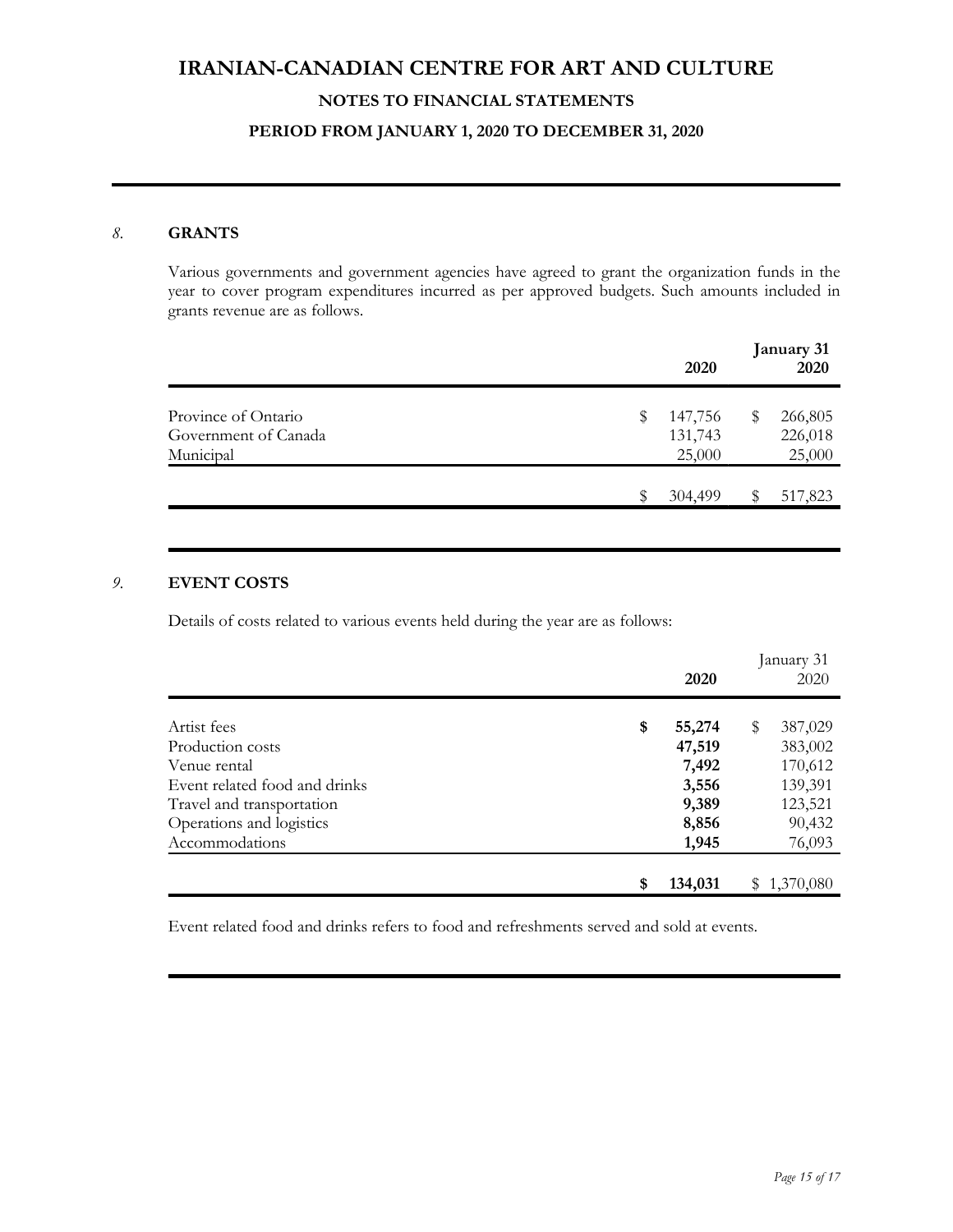# IRANIAN-CANADIAN CENTRE FOR ART AND CULTURE

## NOTES TO FINANCIAL STATEMENTS

### PERIOD FROM JANUARY 1, 2020 TO DECEMBER 31, 2020

*8.* **GRANTS**

Various governments and government agencies have agreed to grant the organization funds in the year to cover program expenditures incurred as per approved budgets. Such amounts included in grants revenue are as follows.

| | 2020 | January 31 2020 |
|---|---|---|
| Province of Ontario | $ 147,756 | $ 266,805 |
| Government of Canada | 131,743 | 226,018 |
| Municipal | 25,000 | 25,000 |
| | $ 304,499 | $ 517,823 |

*9.* **EVENT COSTS**

Details of costs related to various events held during the year are as follows:

| | 2020 | January 31 2020 |
|---|---|---|
| Artist fees | **$ 55,274** | $ 387,029 |
| Production costs | **47,519** | 383,002 |
| Venue rental | **7,492** | 170,612 |
| Event related food and drinks | **3,556** | 139,391 |
| Travel and transportation | **9,389** | 123,521 |
| Operations and logistics | **8,856** | 90,432 |
| Accommodations | **1,945** | 76,093 |
| | **$ 134,031** | $ 1,370,080 |

Event related food and drinks refers to food and refreshments served and sold at events.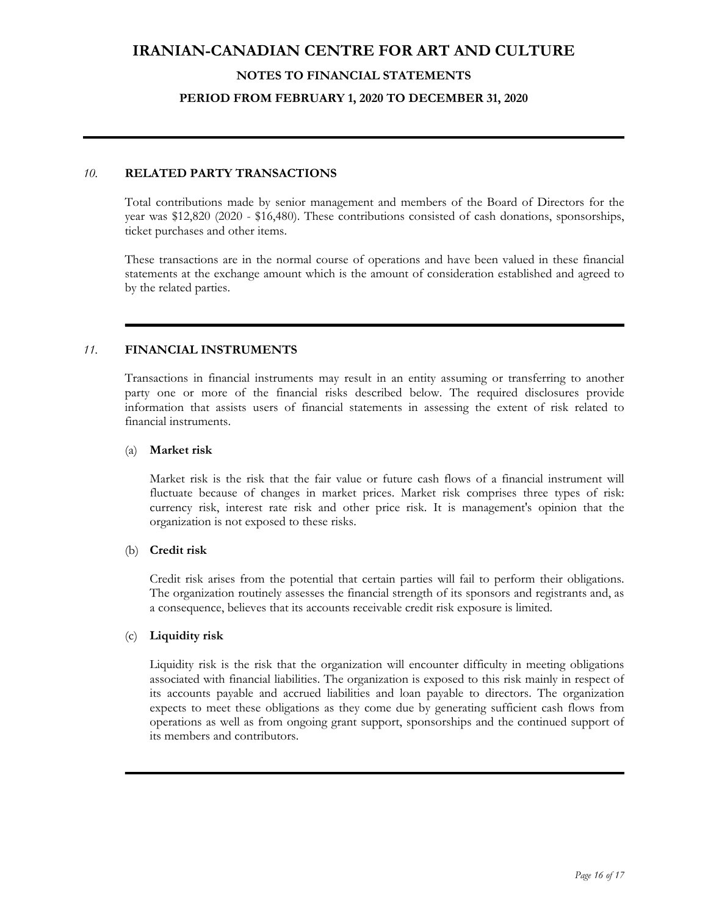## 10. RELATED PARTY TRANSACTIONS

Total contributions made by senior management and members of the Board of Directors for the year was $12,820 (2020 - $16,480). These contributions consisted of cash donations, sponsorships, ticket purchases and other items.

These transactions are in the normal course of operations and have been valued in these financial statements at the exchange amount which is the amount of consideration established and agreed to by the related parties.

## 11. FINANCIAL INSTRUMENTS

Transactions in financial instruments may result in an entity assuming or transferring to another party one or more of the financial risks described below. The required disclosures provide information that assists users of financial statements in assessing the extent of risk related to financial instruments.

### (a) Market risk

Market risk is the risk that the fair value or future cash flows of a financial instrument will fluctuate because of changes in market prices. Market risk comprises three types of risk: currency risk, interest rate risk and other price risk. It is management's opinion that the organization is not exposed to these risks.

### (b) Credit risk

Credit risk arises from the potential that certain parties will fail to perform their obligations. The organization routinely assesses the financial strength of its sponsors and registrants and, as a consequence, believes that its accounts receivable credit risk exposure is limited.

### (c) Liquidity risk

Liquidity risk is the risk that the organization will encounter difficulty in meeting obligations associated with financial liabilities. The organization is exposed to this risk mainly in respect of its accounts payable and accrued liabilities and loan payable to directors. The organization expects to meet these obligations as they come due by generating sufficient cash flows from operations as well as from ongoing grant support, sponsorships and the continued support of its members and contributors.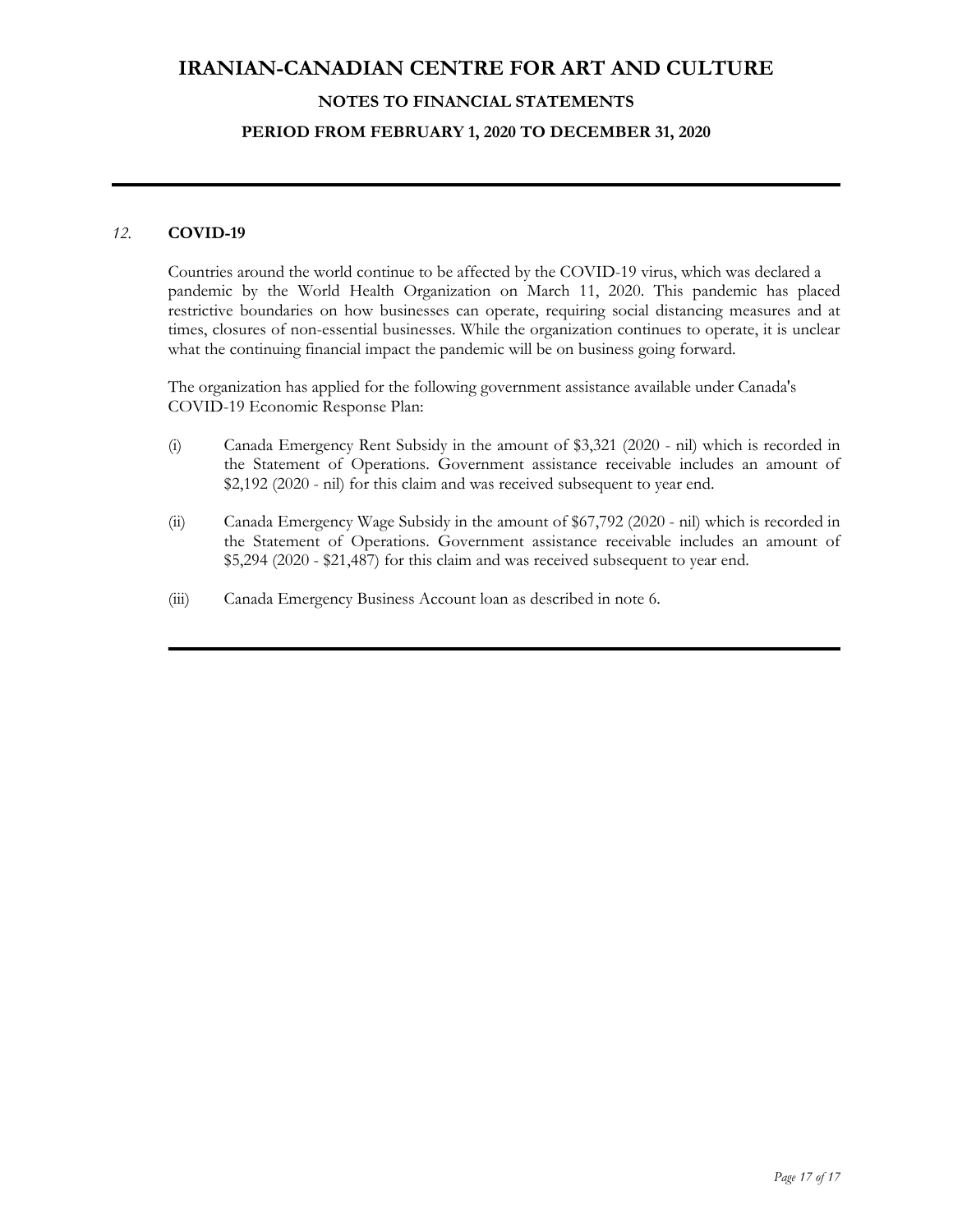## 12. COVID-19

Countries around the world continue to be affected by the COVID-19 virus, which was declared a pandemic by the World Health Organization on March 11, 2020. This pandemic has placed restrictive boundaries on how businesses can operate, requiring social distancing measures and at times, closures of non-essential businesses. While the organization continues to operate, it is unclear what the continuing financial impact the pandemic will be on business going forward.

The organization has applied for the following government assistance available under Canada's COVID-19 Economic Response Plan:

(i) Canada Emergency Rent Subsidy in the amount of $3,321 (2020 - nil) which is recorded in the Statement of Operations. Government assistance receivable includes an amount of $2,192 (2020 - nil) for this claim and was received subsequent to year end.

(ii) Canada Emergency Wage Subsidy in the amount of $67,792 (2020 - nil) which is recorded in the Statement of Operations. Government assistance receivable includes an amount of $5,294 (2020 - $21,487) for this claim and was received subsequent to year end.

(iii) Canada Emergency Business Account loan as described in note 6.